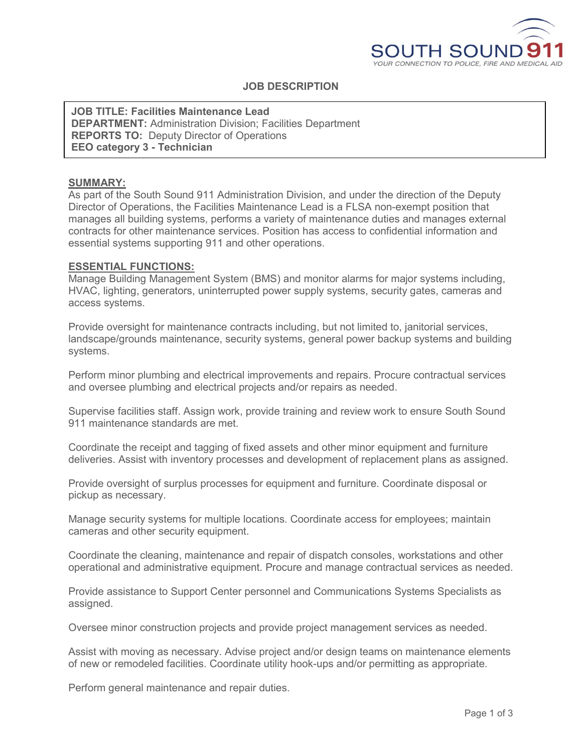SOUTH SOUND 911

YOUR CONNECTION TO POLICE, FIRE AND MEDICAL AID

# JOB DESCRIPTION

**JOB TITLE: Facilities Maintenance Lead**
**DEPARTMENT:** Administration Division; Facilities Department
**REPORTS TO:** Deputy Director of Operations
**EEO category 3 - Technician**

## SUMMARY:

As part of the South Sound 911 Administration Division, and under the direction of the Deputy Director of Operations, the Facilities Maintenance Lead is a FLSA non-exempt position that manages all building systems, performs a variety of maintenance duties and manages external contracts for other maintenance services. Position has access to confidential information and essential systems supporting 911 and other operations.

## ESSENTIAL FUNCTIONS:

Manage Building Management System (BMS) and monitor alarms for major systems including, HVAC, lighting, generators, uninterrupted power supply systems, security gates, cameras and access systems.

Provide oversight for maintenance contracts including, but not limited to, janitorial services, landscape/grounds maintenance, security systems, general power backup systems and building systems.

Perform minor plumbing and electrical improvements and repairs. Procure contractual services and oversee plumbing and electrical projects and/or repairs as needed.

Supervise facilities staff. Assign work, provide training and review work to ensure South Sound 911 maintenance standards are met.

Coordinate the receipt and tagging of fixed assets and other minor equipment and furniture deliveries. Assist with inventory processes and development of replacement plans as assigned.

Provide oversight of surplus processes for equipment and furniture. Coordinate disposal or pickup as necessary.

Manage security systems for multiple locations. Coordinate access for employees; maintain cameras and other security equipment.

Coordinate the cleaning, maintenance and repair of dispatch consoles, workstations and other operational and administrative equipment. Procure and manage contractual services as needed.

Provide assistance to Support Center personnel and Communications Systems Specialists as assigned.

Oversee minor construction projects and provide project management services as needed.

Assist with moving as necessary. Advise project and/or design teams on maintenance elements of new or remodeled facilities. Coordinate utility hook-ups and/or permitting as appropriate.

Perform general maintenance and repair duties.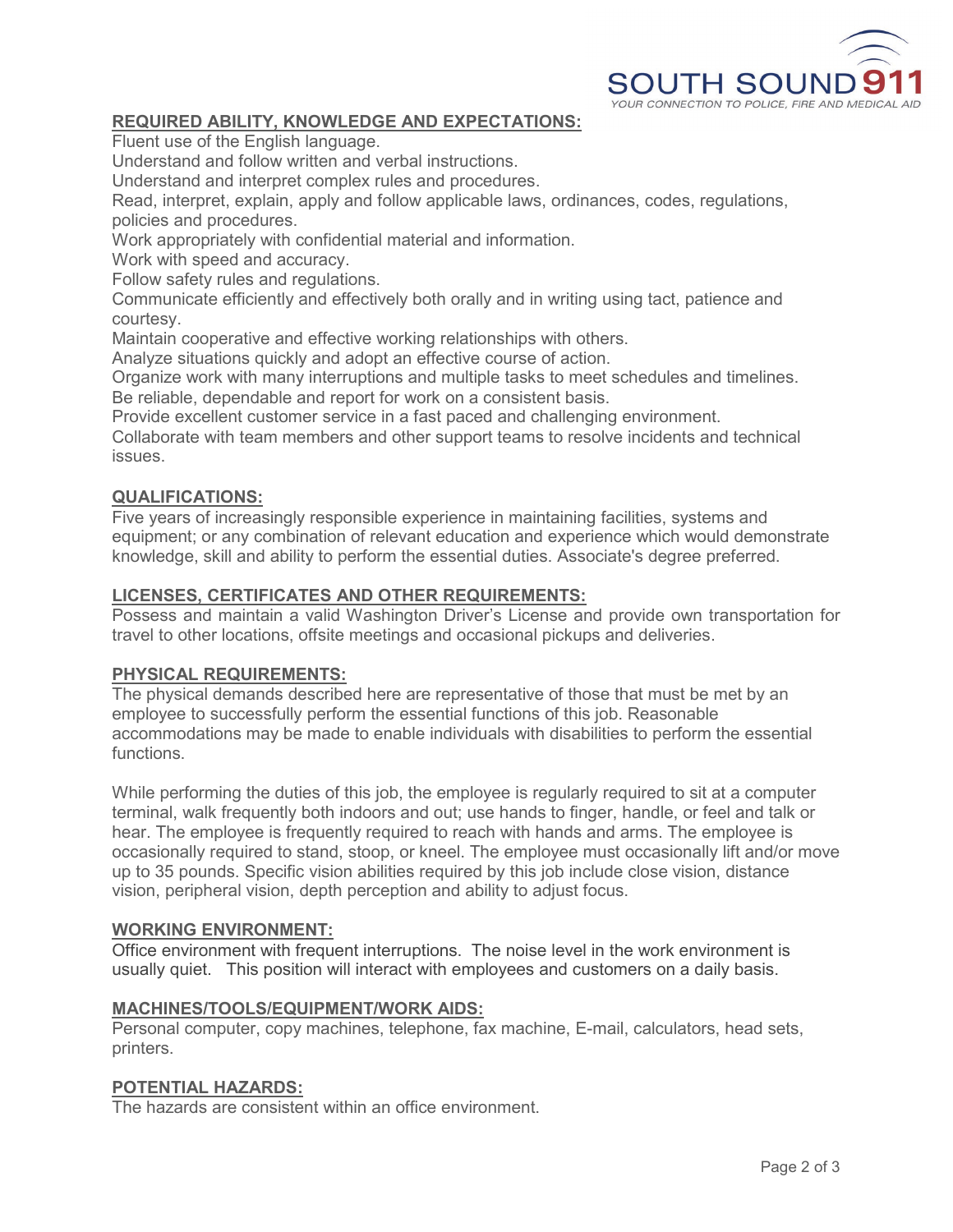## REQUIRED ABILITY, KNOWLEDGE AND EXPECTATIONS:

Fluent use of the English language.
Understand and follow written and verbal instructions.
Understand and interpret complex rules and procedures.
Read, interpret, explain, apply and follow applicable laws, ordinances, codes, regulations, policies and procedures.
Work appropriately with confidential material and information.
Work with speed and accuracy.
Follow safety rules and regulations.
Communicate efficiently and effectively both orally and in writing using tact, patience and courtesy.
Maintain cooperative and effective working relationships with others.
Analyze situations quickly and adopt an effective course of action.
Organize work with many interruptions and multiple tasks to meet schedules and timelines.
Be reliable, dependable and report for work on a consistent basis.
Provide excellent customer service in a fast paced and challenging environment.
Collaborate with team members and other support teams to resolve incidents and technical issues.

## QUALIFICATIONS:

Five years of increasingly responsible experience in maintaining facilities, systems and equipment; or any combination of relevant education and experience which would demonstrate knowledge, skill and ability to perform the essential duties. Associate's degree preferred.

## LICENSES, CERTIFICATES AND OTHER REQUIREMENTS:

Possess and maintain a valid Washington Driver's License and provide own transportation for travel to other locations, offsite meetings and occasional pickups and deliveries.

## PHYSICAL REQUIREMENTS:

The physical demands described here are representative of those that must be met by an employee to successfully perform the essential functions of this job. Reasonable accommodations may be made to enable individuals with disabilities to perform the essential functions.

While performing the duties of this job, the employee is regularly required to sit at a computer terminal, walk frequently both indoors and out; use hands to finger, handle, or feel and talk or hear. The employee is frequently required to reach with hands and arms. The employee is occasionally required to stand, stoop, or kneel. The employee must occasionally lift and/or move up to 35 pounds. Specific vision abilities required by this job include close vision, distance vision, peripheral vision, depth perception and ability to adjust focus.

## WORKING ENVIRONMENT:

Office environment with frequent interruptions. The noise level in the work environment is usually quiet. This position will interact with employees and customers on a daily basis.

## MACHINES/TOOLS/EQUIPMENT/WORK AIDS:

Personal computer, copy machines, telephone, fax machine, E-mail, calculators, head sets, printers.

## POTENTIAL HAZARDS:

The hazards are consistent within an office environment.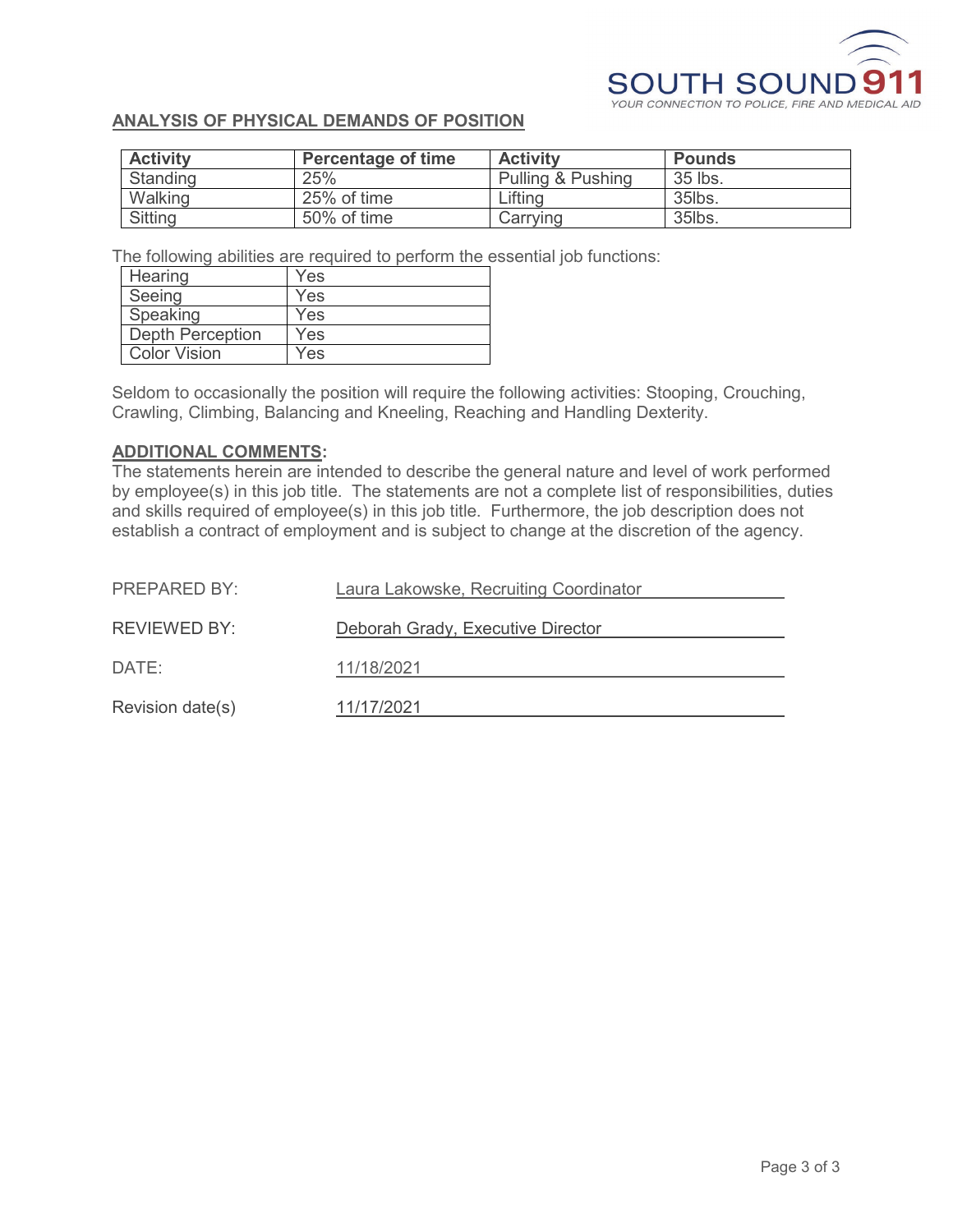## ANALYSIS OF PHYSICAL DEMANDS OF POSITION

| Activity | Percentage of time | Activity | Pounds |
|---|---|---|---|
| Standing | 25% | Pulling & Pushing | 35 lbs. |
| Walking | 25% of time | Lifting | 35lbs. |
| Sitting | 50% of time | Carrying | 35lbs. |

The following abilities are required to perform the essential job functions:

| | |
|---|---|
| Hearing | Yes |
| Seeing | Yes |
| Speaking | Yes |
| Depth Perception | Yes |
| Color Vision | Yes |

Seldom to occasionally the position will require the following activities: Stooping, Crouching, Crawling, Climbing, Balancing and Kneeling, Reaching and Handling Dexterity.

**ADDITIONAL COMMENTS:**

The statements herein are intended to describe the general nature and level of work performed by employee(s) in this job title. The statements are not a complete list of responsibilities, duties and skills required of employee(s) in this job title. Furthermore, the job description does not establish a contract of employment and is subject to change at the discretion of the agency.

PREPARED BY: Laura Lakowske, Recruiting Coordinator

REVIEWED BY: Deborah Grady, Executive Director

DATE: 11/18/2021

Revision date(s) 11/17/2021